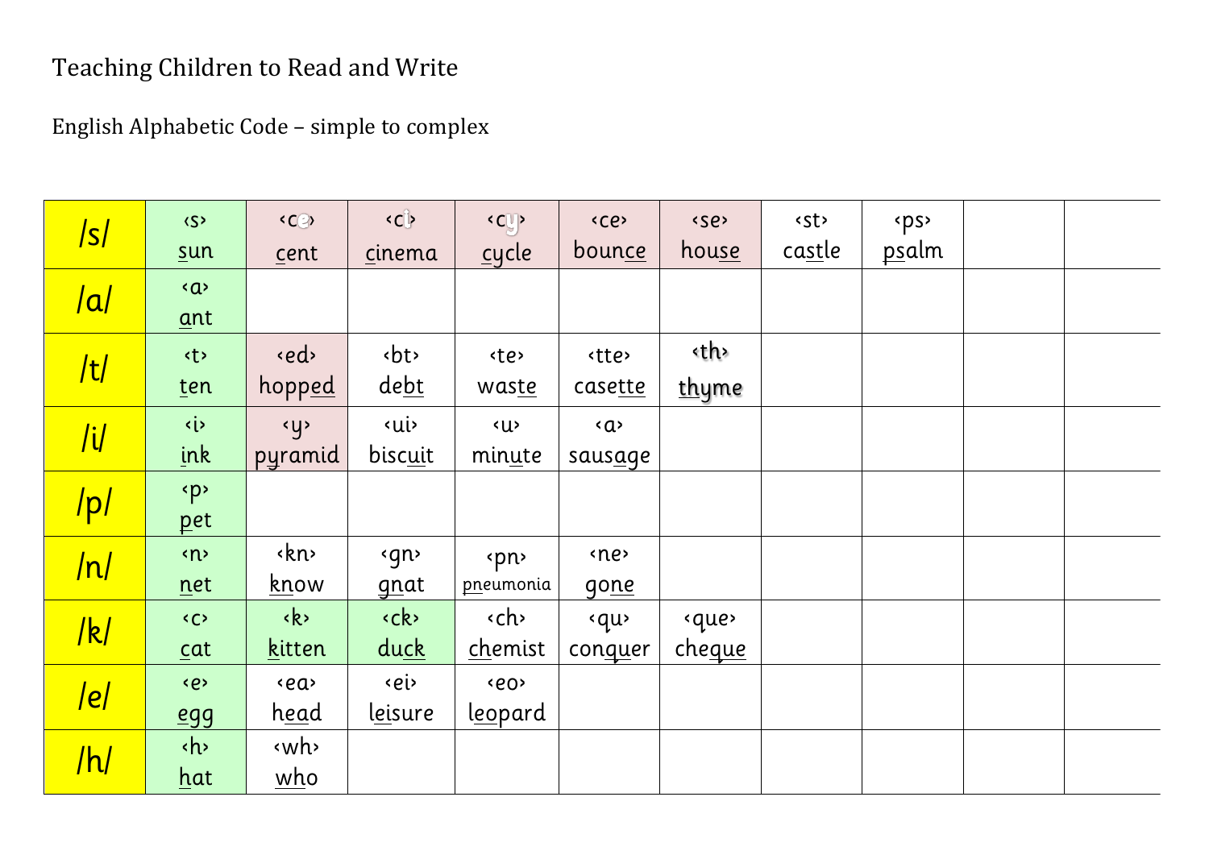Teaching Children to Read and Write

English Alphabetic Code – simple to complex

| | | | | | | | | | | |
|---|---|---|---|---|---|---|---|---|---|---|
| /s/ | ‹s› sun | ‹ce› cent | ‹ci› cinema | ‹cy› cycle | ‹ce› bounce | ‹se› house | ‹st› castle | ‹ps› psalm | | |
| /a/ | ‹a› ant | | | | | | | | | |
| /t/ | ‹t› ten | ‹ed› hopped | ‹bt› debt | ‹te› waste | ‹tte› casette | ‹th› thyme | | | | |
| /i/ | ‹i› ink | ‹y› pyramid | ‹ui› biscuit | ‹u› minute | ‹a› sausage | | | | | |
| /p/ | ‹p› pet | | | | | | | | | |
| /n/ | ‹n› net | ‹kn› know | ‹gn› gnat | ‹pn› pneumonia | ‹ne› gone | | | | | |
| /k/ | ‹c› cat | ‹k› kitten | ‹ck› duck | ‹ch› chemist | ‹qu› conquer | ‹que› cheque | | | | |
| /e/ | ‹e› egg | ‹ea› head | ‹ei› leisure | ‹eo› leopard | | | | | | |
| /h/ | ‹h› hat | ‹wh› who | | | | | | | | |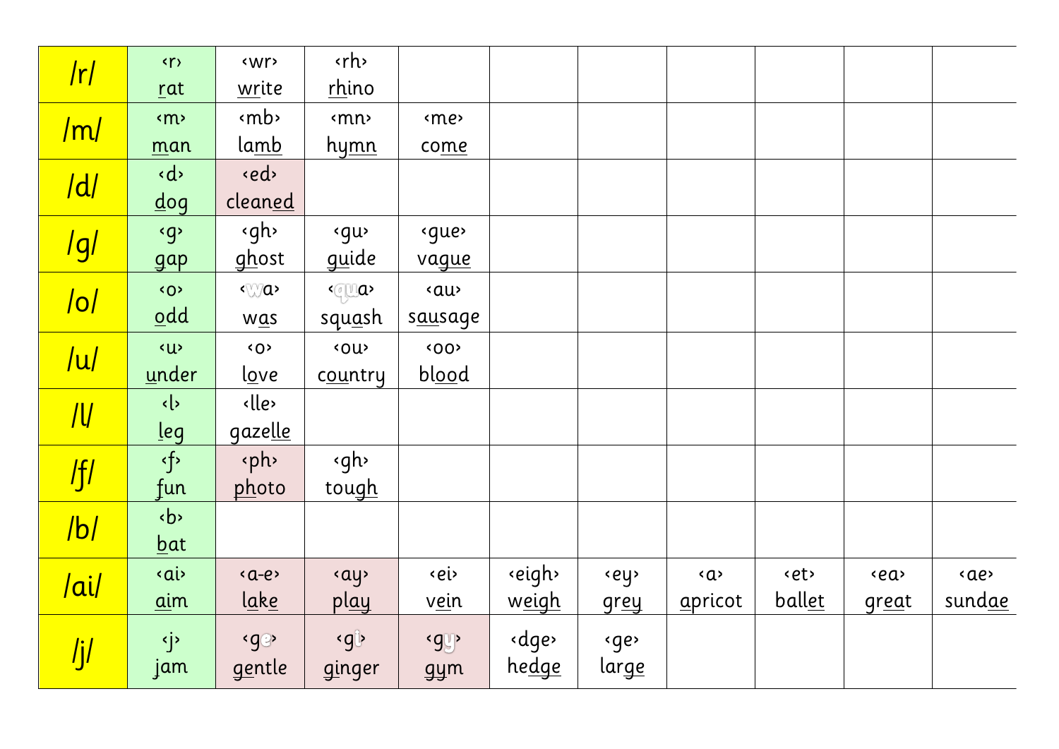| | | | | | | | | | | |
|---|---|---|---|---|---|---|---|---|---|---|
| /r/ | ‹r› rat | ‹wr› write | ‹rh› rhino | | | | | | | |
| /m/ | ‹m› man | ‹mb› lamb | ‹mn› hymn | ‹me› come | | | | | | |
| /d/ | ‹d› dog | ‹ed› cleaned | | | | | | | | |
| /g/ | ‹g› gap | ‹gh› ghost | ‹gu› guide | ‹gue› vague | | | | | | |
| /o/ | ‹o› odd | ‹wa› was | ‹qua› squash | ‹au› sausage | | | | | | |
| /u/ | ‹u› under | ‹o› love | ‹ou› country | ‹oo› blood | | | | | | |
| /l/ | ‹l› leg | ‹lle› gazelle | | | | | | | | |
| /f/ | ‹f› fun | ‹ph› photo | ‹gh› tough | | | | | | | |
| /b/ | ‹b› bat | | | | | | | | | |
| /ai/ | ‹ai› aim | ‹a-e› lake | ‹ay› play | ‹ei› vein | ‹eigh› weigh | ‹ey› grey | ‹a› apricot | ‹et› ballet | ‹ea› great | ‹ae› sundae |
| /j/ | ‹j› jam | ‹ge› gentle | ‹gi› ginger | ‹gy› gym | ‹dge› hedge | ‹ge› large | | | | |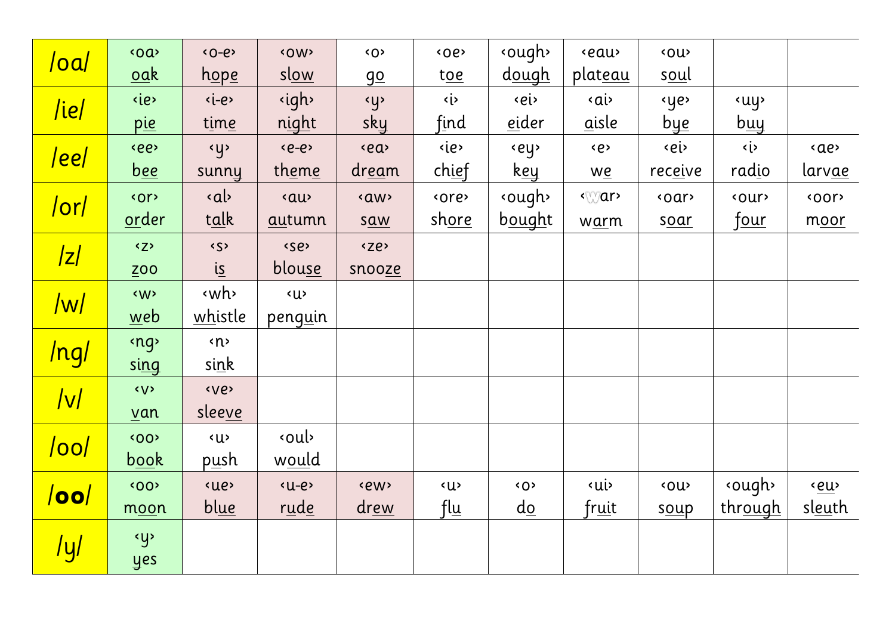| | | | | | | | | | | |
|---|---|---|---|---|---|---|---|---|---|---|
| /oa/ | ‹oa› oak | ‹o-e› hope | ‹ow› slow | ‹o› go | ‹oe› toe | ‹ough› dough | ‹eau› plateau | ‹ou› soul | | |
| /ie/ | ‹ie› pie | ‹i-e› time | ‹igh› night | ‹y› sky | ‹i› find | ‹ei› eider | ‹ai› aisle | ‹ye› bye | ‹uy› buy | |
| /ee/ | ‹ee› bee | ‹y› sunny | ‹e-e› theme | ‹ea› dream | ‹ie› chief | ‹ey› key | ‹e› we | ‹ei› receive | ‹i› radio | ‹ae› larvae |
| /or/ | ‹or› order | ‹al› talk | ‹au› autumn | ‹aw› saw | ‹ore› shore | ‹ough› bought | ‹war› warm | ‹oar› soar | ‹our› four | ‹oor› moor |
| /z/ | ‹z› zoo | ‹s› is | ‹se› blouse | ‹ze› snooze | | | | | | |
| /w/ | ‹w› web | ‹wh› whistle | ‹u› penguin | | | | | | | |
| /ng/ | ‹ng› sing | ‹n› sink | | | | | | | | |
| /v/ | ‹v› van | ‹ve› sleeve | | | | | | | | |
| /oo/ | ‹oo› book | ‹u› push | ‹oul› would | | | | | | | |
| /**oo**/ | ‹oo› moon | ‹ue› blue | ‹u-e› rude | ‹ew› drew | ‹u› flu | ‹o› do | ‹ui› fruit | ‹ou› soup | ‹ough› through | ‹eu› sleuth |
| /y/ | ‹y› yes | | | | | | | | | |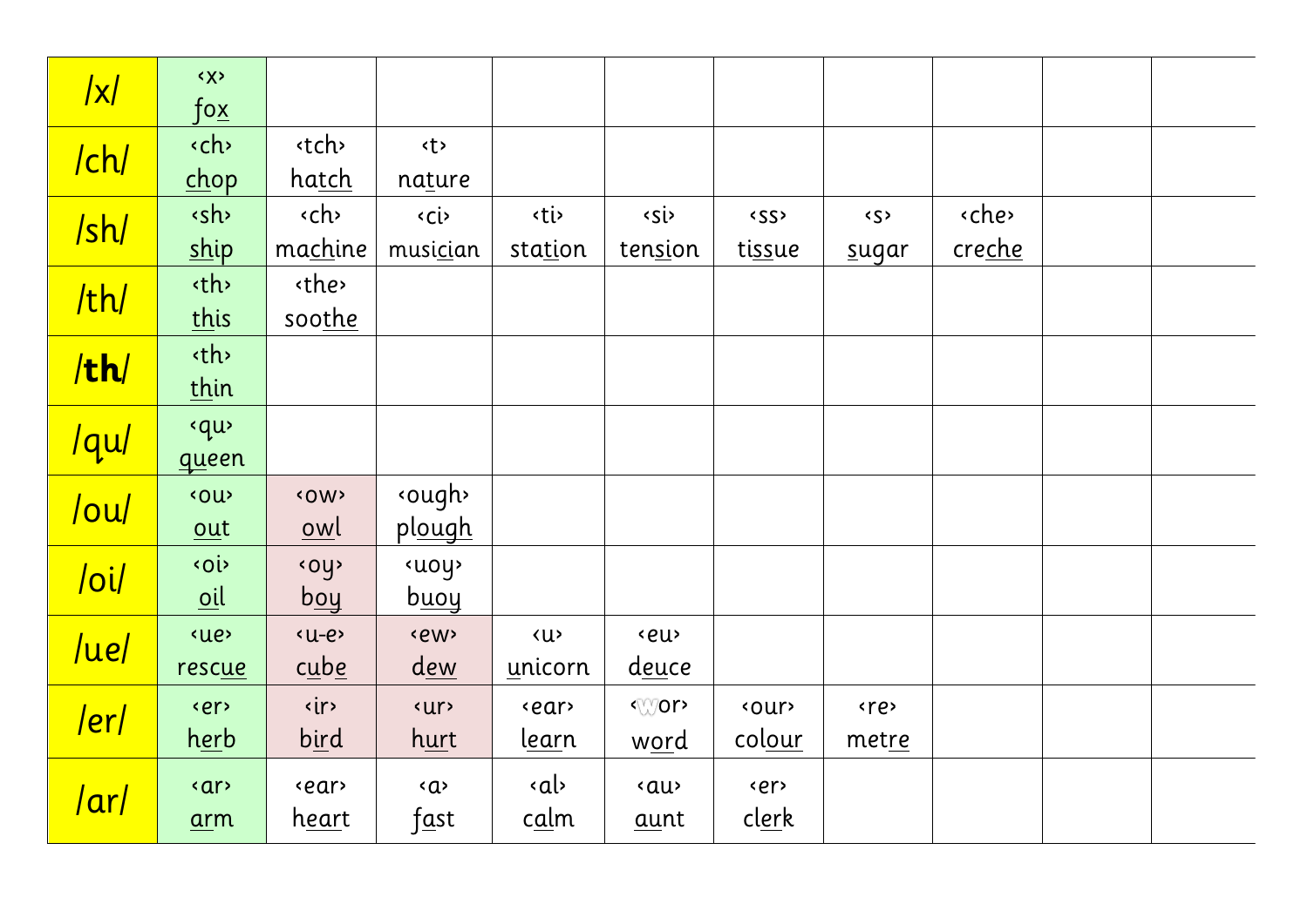| /x/ | ‹x› fox | | | | | | | | | |
|---|---|---|---|---|---|---|---|---|---|---|
| /ch/ | ‹ch› chop | ‹tch› hatch | ‹t› nature | | | | | | | |
| /sh/ | ‹sh› ship | ‹ch› machine | ‹ci› musician | ‹ti› station | ‹si› tension | ‹ss› tissue | ‹s› sugar | ‹che› creche | | |
| /th/ | ‹th› this | ‹the› soothe | | | | | | | | |
| /**th**/ | ‹th› thin | | | | | | | | | |
| /qu/ | ‹qu› queen | | | | | | | | | |
| /ou/ | ‹ou› out | ‹ow› owl | ‹ough› plough | | | | | | | |
| /oi/ | ‹oi› oil | ‹oy› boy | ‹uoy› buoy | | | | | | | |
| /ue/ | ‹ue› rescue | ‹u-e› cube | ‹ew› dew | ‹u› unicorn | ‹eu› deuce | | | | | |
| /er/ | ‹er› herb | ‹ir› bird | ‹ur› hurt | ‹ear› learn | ‹wor› word | ‹our› colour | ‹re› metre | | | |
| /ar/ | ‹ar› arm | ‹ear› heart | ‹a› fast | ‹al› calm | ‹au› aunt | ‹er› clerk | | | | |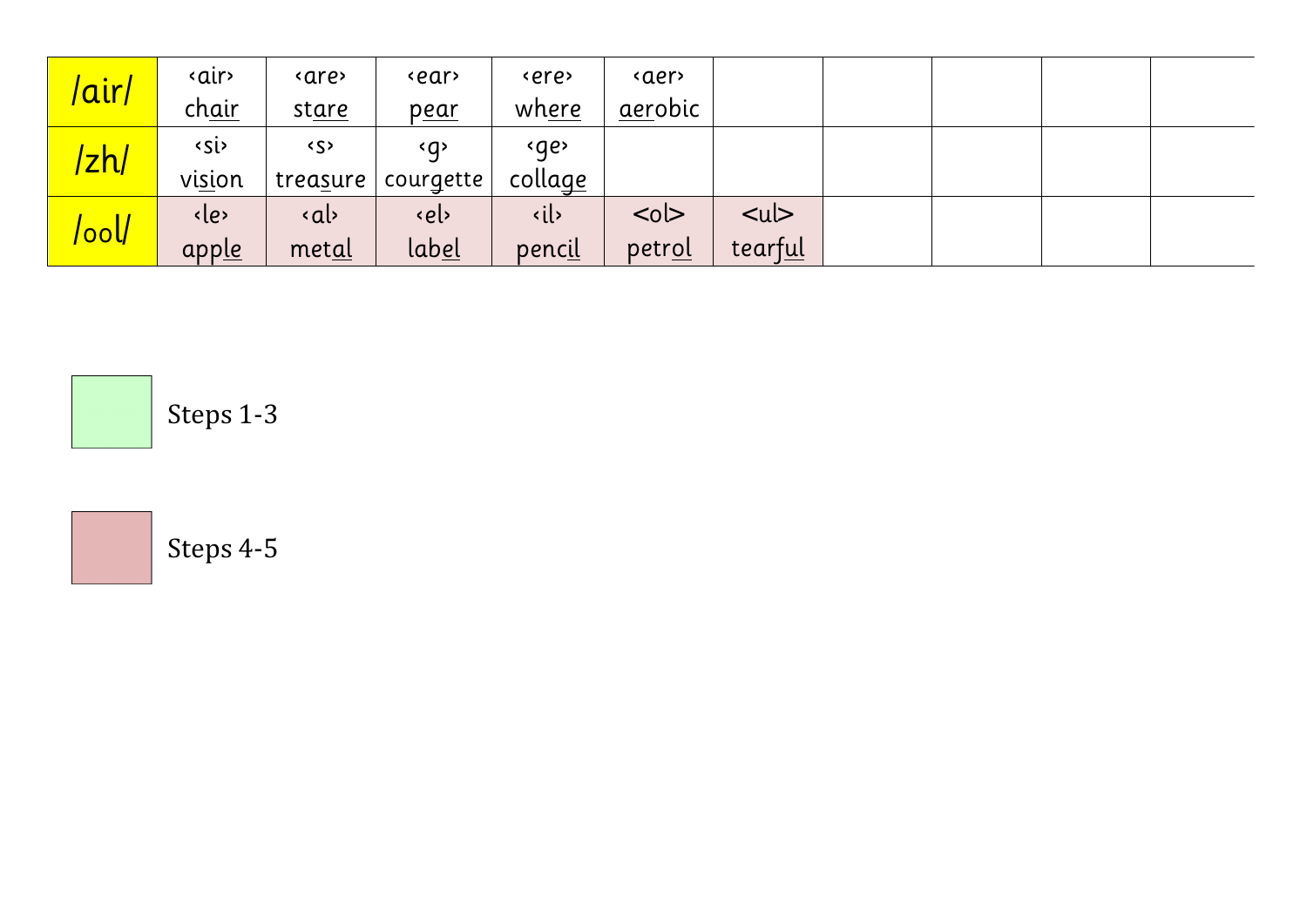| | | | | | | | | | |
|---|---|---|---|---|---|---|---|---|---|
| /air/ | ‹air› chair | ‹are› stare | ‹ear› pear | ‹ere› where | ‹aer› aerobic | | | | |
| /zh/ | ‹si› vision | ‹s› treasure | ‹g› courgette | ‹ge› collage | | | | | |
| /ool/ | ‹le› apple | ‹al› metal | ‹el› label | ‹il› pencil | <ol> petrol | <ul> tearful | | | |

Steps 1-3

Steps 4-5